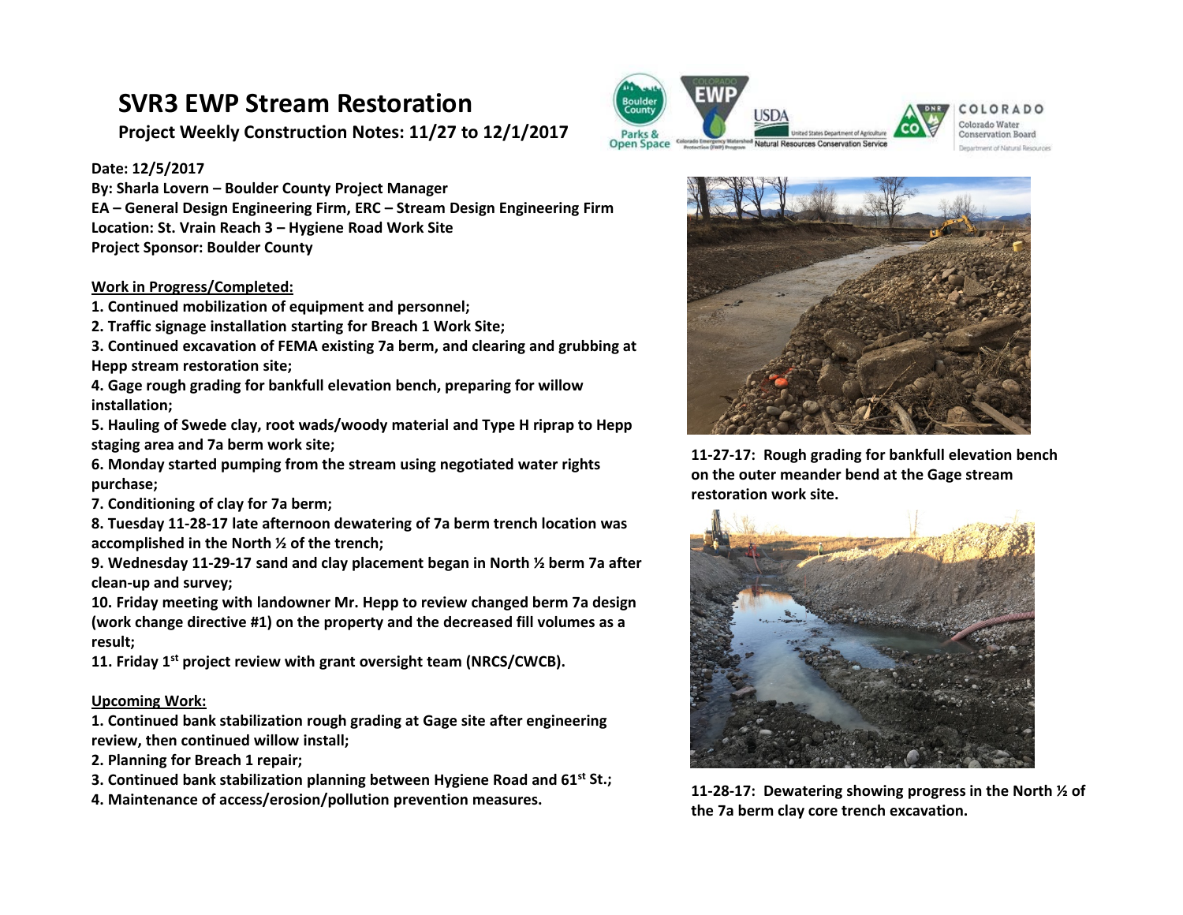# SVR3 EWP Stream Restoration

**Project Weekly Construction Notes: 11/27 to 12/1/2017**

**Date: 12/5/2017**
**By: Sharla Lovern – Boulder County Project Manager**
**EA – General Design Engineering Firm, ERC – Stream Design Engineering Firm**
**Location: St. Vrain Reach 3 – Hygiene Road Work Site**
**Project Sponsor: Boulder County**

**Work in Progress/Completed:**

1. **Continued mobilization of equipment and personnel;**
2. **Traffic signage installation starting for Breach 1 Work Site;**
3. **Continued excavation of FEMA existing 7a berm, and clearing and grubbing at Hepp stream restoration site;**
4. **Gage rough grading for bankfull elevation bench, preparing for willow installation;**
5. **Hauling of Swede clay, root wads/woody material and Type H riprap to Hepp staging area and 7a berm work site;**
6. **Monday started pumping from the stream using negotiated water rights purchase;**
7. **Conditioning of clay for 7a berm;**
8. **Tuesday 11-28-17 late afternoon dewatering of 7a berm trench location was accomplished in the North ½ of the trench;**
9. **Wednesday 11-29-17 sand and clay placement began in North ½ berm 7a after clean-up and survey;**
10. **Friday meeting with landowner Mr. Hepp to review changed berm 7a design (work change directive #1) on the property and the decreased fill volumes as a result;**
11. **Friday 1st project review with grant oversight team (NRCS/CWCB).**

**Upcoming Work:**

1. **Continued bank stabilization rough grading at Gage site after engineering review, then continued willow install;**
2. **Planning for Breach 1 repair;**
3. **Continued bank stabilization planning between Hygiene Road and 61st St.;**
4. **Maintenance of access/erosion/pollution prevention measures.**

**11-27-17: Rough grading for bankfull elevation bench on the outer meander bend at the Gage stream restoration work site.**

**11-28-17: Dewatering showing progress in the North ½ of the 7a berm clay core trench excavation.**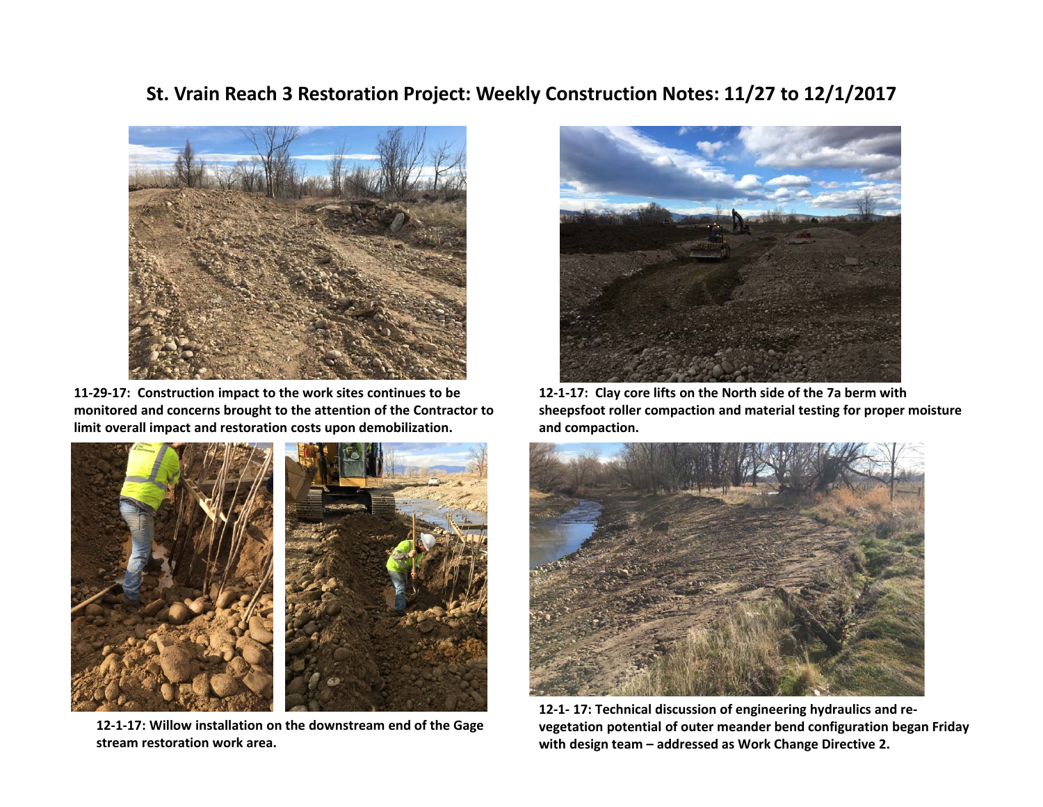# St. Vrain Reach 3 Restoration Project: Weekly Construction Notes: 11/27 to 12/1/2017

**11-29-17: Construction impact to the work sites continues to be monitored and concerns brought to the attention of the Contractor to limit overall impact and restoration costs upon demobilization.**

**12-1-17: Clay core lifts on the North side of the 7a berm with sheepsfoot roller compaction and material testing for proper moisture and compaction.**

**12-1-17: Willow installation on the downstream end of the Gage stream restoration work area.**

**12-1- 17: Technical discussion of engineering hydraulics and re-vegetation potential of outer meander bend configuration began Friday with design team – addressed as Work Change Directive 2.**